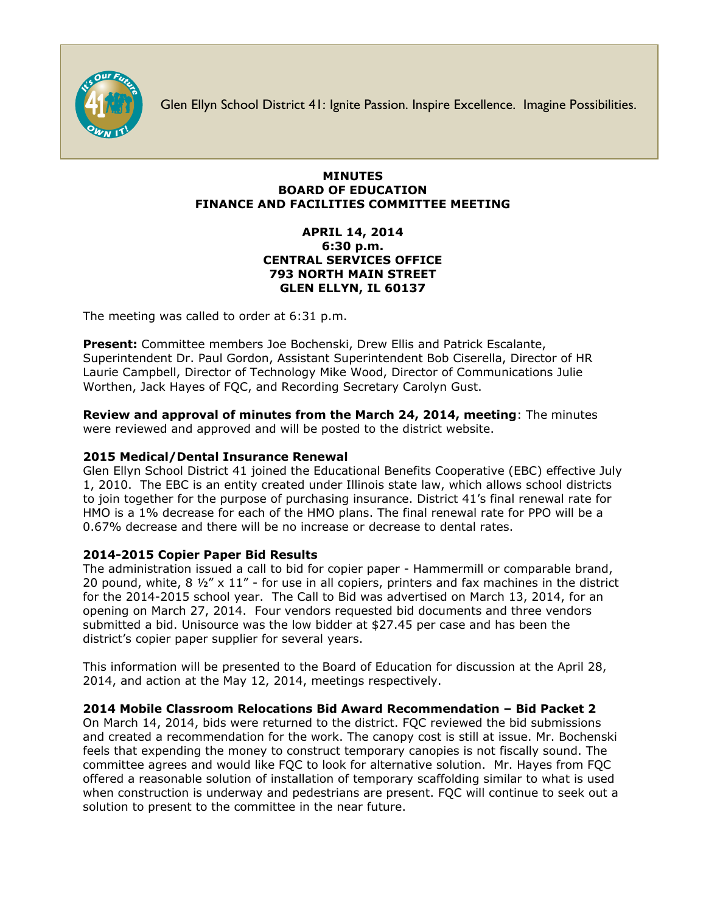Glen Ellyn School District 41: Ignite Passion. Inspire Excellence. Imagine Possibilities.

# MINUTES
# BOARD OF EDUCATION
# FINANCE AND FACILITIES COMMITTEE MEETING

**APRIL 14, 2014**
**6:30 p.m.**
**CENTRAL SERVICES OFFICE**
**793 NORTH MAIN STREET**
**GLEN ELLYN, IL 60137**

The meeting was called to order at 6:31 p.m.

**Present:** Committee members Joe Bochenski, Drew Ellis and Patrick Escalante, Superintendent Dr. Paul Gordon, Assistant Superintendent Bob Ciserella, Director of HR Laurie Campbell, Director of Technology Mike Wood, Director of Communications Julie Worthen, Jack Hayes of FQC, and Recording Secretary Carolyn Gust.

**Review and approval of minutes from the March 24, 2014, meeting**: The minutes were reviewed and approved and will be posted to the district website.

### 2015 Medical/Dental Insurance Renewal

Glen Ellyn School District 41 joined the Educational Benefits Cooperative (EBC) effective July 1, 2010. The EBC is an entity created under Illinois state law, which allows school districts to join together for the purpose of purchasing insurance. District 41's final renewal rate for HMO is a 1% decrease for each of the HMO plans. The final renewal rate for PPO will be a 0.67% decrease and there will be no increase or decrease to dental rates.

### 2014-2015 Copier Paper Bid Results

The administration issued a call to bid for copier paper - Hammermill or comparable brand, 20 pound, white, 8 ½" x 11" - for use in all copiers, printers and fax machines in the district for the 2014-2015 school year. The Call to Bid was advertised on March 13, 2014, for an opening on March 27, 2014. Four vendors requested bid documents and three vendors submitted a bid. Unisource was the low bidder at $27.45 per case and has been the district's copier paper supplier for several years.

This information will be presented to the Board of Education for discussion at the April 28, 2014, and action at the May 12, 2014, meetings respectively.

### 2014 Mobile Classroom Relocations Bid Award Recommendation – Bid Packet 2

On March 14, 2014, bids were returned to the district. FQC reviewed the bid submissions and created a recommendation for the work. The canopy cost is still at issue. Mr. Bochenski feels that expending the money to construct temporary canopies is not fiscally sound. The committee agrees and would like FQC to look for alternative solution. Mr. Hayes from FQC offered a reasonable solution of installation of temporary scaffolding similar to what is used when construction is underway and pedestrians are present. FQC will continue to seek out a solution to present to the committee in the near future.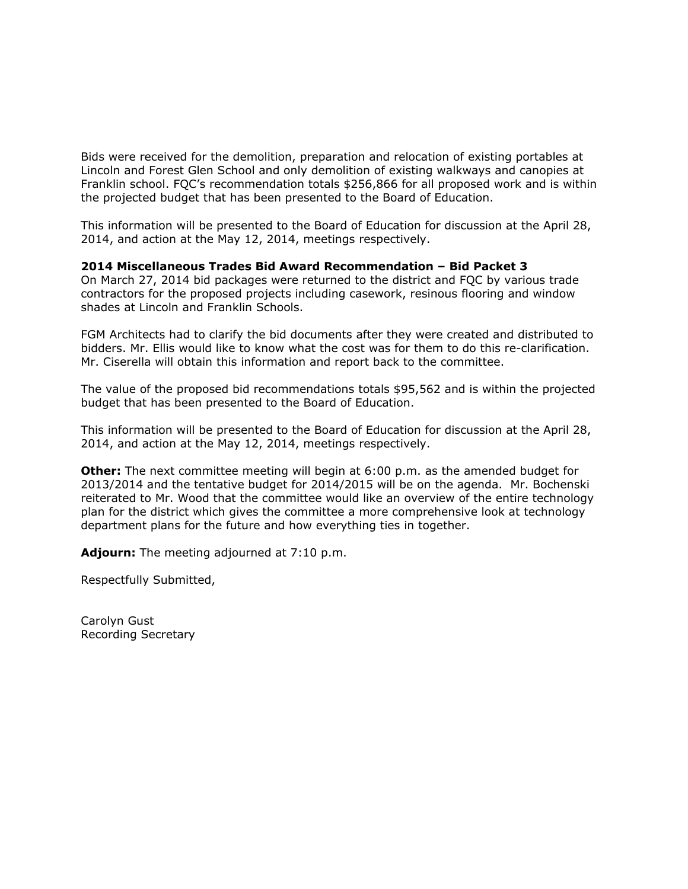Bids were received for the demolition, preparation and relocation of existing portables at Lincoln and Forest Glen School and only demolition of existing walkways and canopies at Franklin school. FQC's recommendation totals $256,866 for all proposed work and is within the projected budget that has been presented to the Board of Education.

This information will be presented to the Board of Education for discussion at the April 28, 2014, and action at the May 12, 2014, meetings respectively.

**2014 Miscellaneous Trades Bid Award Recommendation – Bid Packet 3**
On March 27, 2014 bid packages were returned to the district and FQC by various trade contractors for the proposed projects including casework, resinous flooring and window shades at Lincoln and Franklin Schools.

FGM Architects had to clarify the bid documents after they were created and distributed to bidders. Mr. Ellis would like to know what the cost was for them to do this re-clarification. Mr. Ciserella will obtain this information and report back to the committee.

The value of the proposed bid recommendations totals $95,562 and is within the projected budget that has been presented to the Board of Education.

This information will be presented to the Board of Education for discussion at the April 28, 2014, and action at the May 12, 2014, meetings respectively.

**Other:** The next committee meeting will begin at 6:00 p.m. as the amended budget for 2013/2014 and the tentative budget for 2014/2015 will be on the agenda. Mr. Bochenski reiterated to Mr. Wood that the committee would like an overview of the entire technology plan for the district which gives the committee a more comprehensive look at technology department plans for the future and how everything ties in together.

**Adjourn:** The meeting adjourned at 7:10 p.m.

Respectfully Submitted,

Carolyn Gust
Recording Secretary